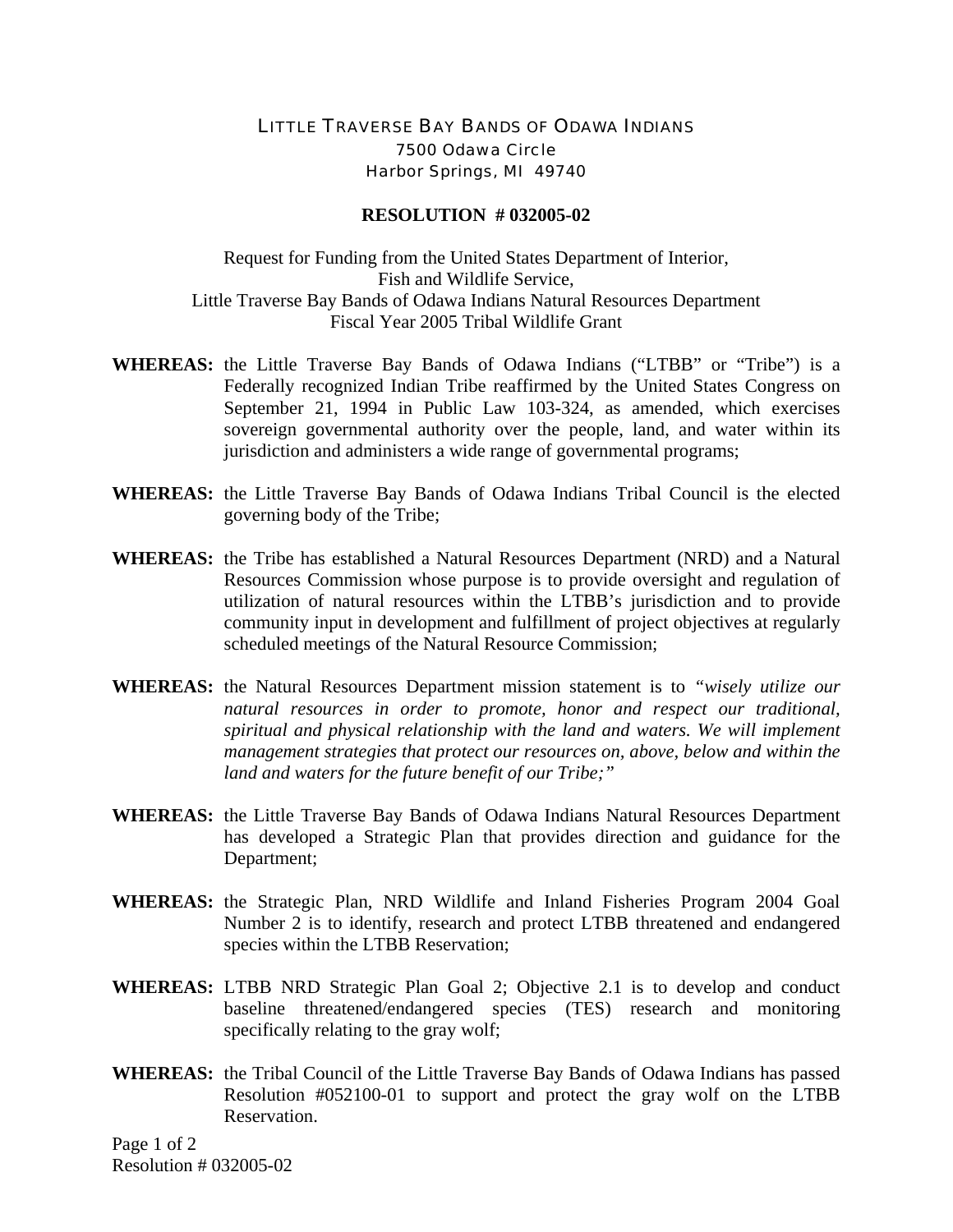LITTLE TRAVERSE BAY BANDS OF ODAWA INDIANS
7500 Odawa Circle
Harbor Springs, MI 49740

**RESOLUTION # 032005-02**

Request for Funding from the United States Department of Interior,
Fish and Wildlife Service,
Little Traverse Bay Bands of Odawa Indians Natural Resources Department
Fiscal Year 2005 Tribal Wildlife Grant

**WHEREAS:** the Little Traverse Bay Bands of Odawa Indians ("LTBB" or "Tribe") is a Federally recognized Indian Tribe reaffirmed by the United States Congress on September 21, 1994 in Public Law 103-324, as amended, which exercises sovereign governmental authority over the people, land, and water within its jurisdiction and administers a wide range of governmental programs;

**WHEREAS:** the Little Traverse Bay Bands of Odawa Indians Tribal Council is the elected governing body of the Tribe;

**WHEREAS:** the Tribe has established a Natural Resources Department (NRD) and a Natural Resources Commission whose purpose is to provide oversight and regulation of utilization of natural resources within the LTBB's jurisdiction and to provide community input in development and fulfillment of project objectives at regularly scheduled meetings of the Natural Resource Commission;

**WHEREAS:** the Natural Resources Department mission statement is to *"wisely utilize our natural resources in order to promote, honor and respect our traditional, spiritual and physical relationship with the land and waters. We will implement management strategies that protect our resources on, above, below and within the land and waters for the future benefit of our Tribe;"*

**WHEREAS:** the Little Traverse Bay Bands of Odawa Indians Natural Resources Department has developed a Strategic Plan that provides direction and guidance for the Department;

**WHEREAS:** the Strategic Plan, NRD Wildlife and Inland Fisheries Program 2004 Goal Number 2 is to identify, research and protect LTBB threatened and endangered species within the LTBB Reservation;

**WHEREAS:** LTBB NRD Strategic Plan Goal 2; Objective 2.1 is to develop and conduct baseline threatened/endangered species (TES) research and monitoring specifically relating to the gray wolf;

**WHEREAS:** the Tribal Council of the Little Traverse Bay Bands of Odawa Indians has passed Resolution #052100-01 to support and protect the gray wolf on the LTBB Reservation.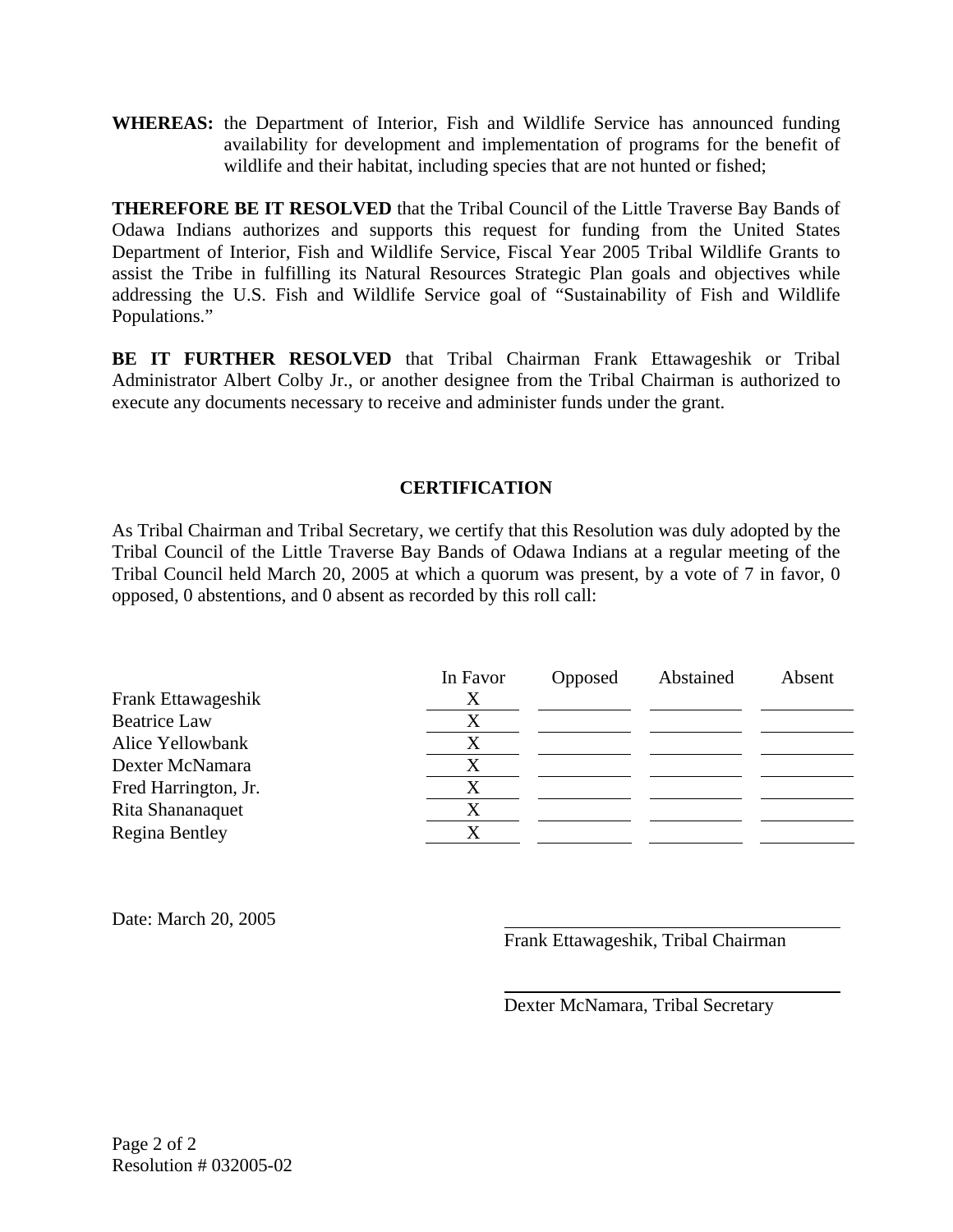**WHEREAS:** the Department of Interior, Fish and Wildlife Service has announced funding availability for development and implementation of programs for the benefit of wildlife and their habitat, including species that are not hunted or fished;

**THEREFORE BE IT RESOLVED** that the Tribal Council of the Little Traverse Bay Bands of Odawa Indians authorizes and supports this request for funding from the United States Department of Interior, Fish and Wildlife Service, Fiscal Year 2005 Tribal Wildlife Grants to assist the Tribe in fulfilling its Natural Resources Strategic Plan goals and objectives while addressing the U.S. Fish and Wildlife Service goal of "Sustainability of Fish and Wildlife Populations."

**BE IT FURTHER RESOLVED** that Tribal Chairman Frank Ettawageshik or Tribal Administrator Albert Colby Jr., or another designee from the Tribal Chairman is authorized to execute any documents necessary to receive and administer funds under the grant.

## CERTIFICATION

As Tribal Chairman and Tribal Secretary, we certify that this Resolution was duly adopted by the Tribal Council of the Little Traverse Bay Bands of Odawa Indians at a regular meeting of the Tribal Council held March 20, 2005 at which a quorum was present, by a vote of 7 in favor, 0 opposed, 0 abstentions, and 0 absent as recorded by this roll call:

| | In Favor | Opposed | Abstained | Absent |
|---|---|---|---|---|
| Frank Ettawageshik | X | | | |
| Beatrice Law | X | | | |
| Alice Yellowbank | X | | | |
| Dexter McNamara | X | | | |
| Fred Harrington, Jr. | X | | | |
| Rita Shananaquet | X | | | |
| Regina Bentley | X | | | |

Date: March 20, 2005

Frank Ettawageshik, Tribal Chairman

Dexter McNamara, Tribal Secretary

Resolution # 032005-02